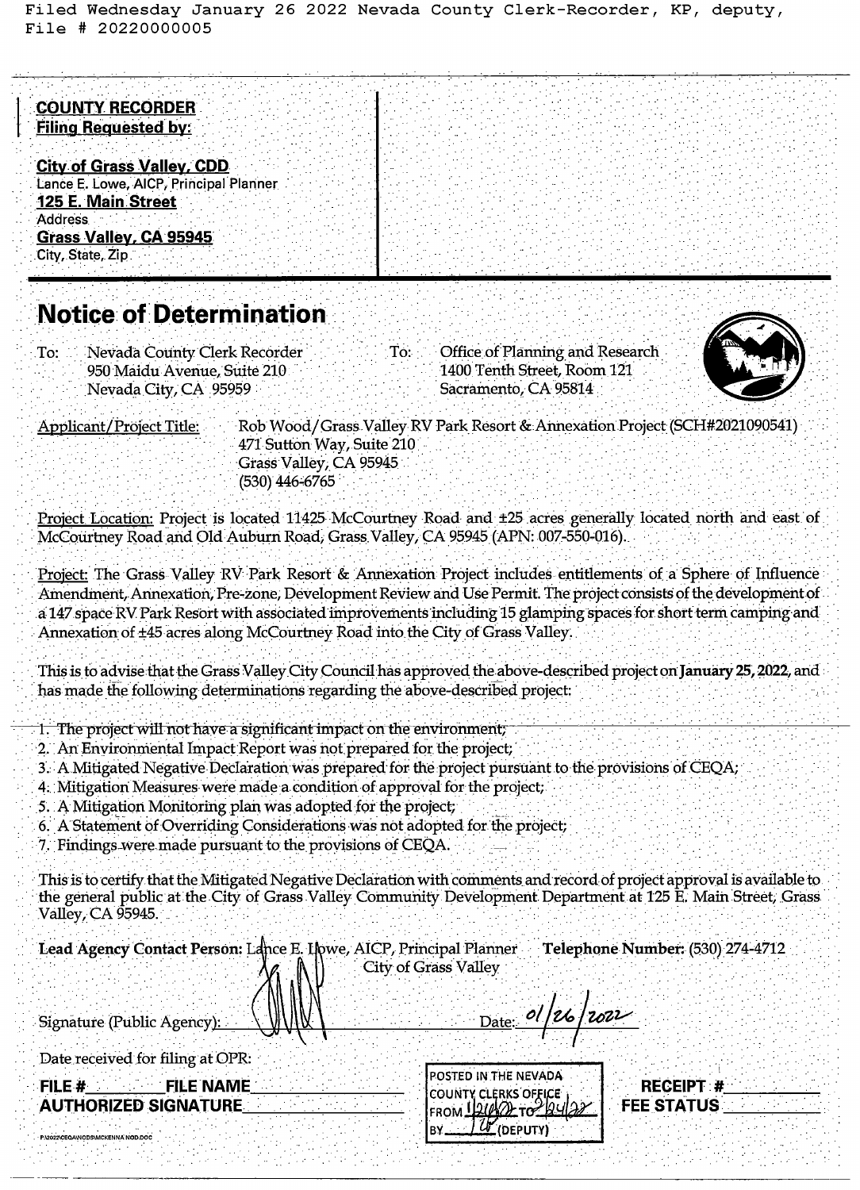Filed Wednesday January 26 2022 Nevada County Clerk-Recorder, KP, deputy, File # 20220000005

**COUNTY RECORDER**
**Filing Requested by:**

**City of Grass Valley, CDD**
Lance E. Lowe, AICP, Principal Planner
**125 E. Main Street**
Address
**Grass Valley, CA 95945**
City, State, Zip

# Notice of Determination

To: Nevada County Clerk Recorder
950 Maidu Avenue, Suite 210
Nevada City, CA 95959

To: Office of Planning and Research
1400 Tenth Street, Room 121
Sacramento, CA 95814

Applicant/Project Title: Rob Wood/Grass Valley RV Park Resort & Annexation Project (SCH#2021090541)
471 Sutton Way, Suite 210
Grass Valley, CA 95945
(530) 446-6765

Project Location: Project is located 11425 McCourtney Road and ±25 acres generally located north and east of McCourtney Road and Old Auburn Road, Grass Valley, CA 95945 (APN: 007-550-016).

Project: The Grass Valley RV Park Resort & Annexation Project includes entitlements of a Sphere of Influence Amendment, Annexation, Pre-zone, Development Review and Use Permit. The project consists of the development of a 147 space RV Park Resort with associated improvements including 15 glamping spaces for short term camping and Annexation of ±45 acres along McCourtney Road into the City of Grass Valley.

This is to advise that the Grass Valley City Council has approved the above-described project on **January 25, 2022**, and has made the following determinations regarding the above-described project:

1. The project will not have a significant impact on the environment;
2. An Environmental Impact Report was not prepared for the project;
3. A Mitigated Negative Declaration was prepared for the project pursuant to the provisions of CEQA;
4. Mitigation Measures were made a condition of approval for the project;
5. A Mitigation Monitoring plan was adopted for the project;
6. A Statement of Overriding Considerations was not adopted for the project;
7. Findings were made pursuant to the provisions of CEQA.

This is to certify that the Mitigated Negative Declaration with comments and record of project approval is available to the general public at the City of Grass Valley Community Development Department at 125 E. Main Street, Grass Valley, CA 95945.

**Lead Agency Contact Person:** Lance E. Lowe, AICP, Principal Planner
City of Grass Valley

**Telephone Number:** (530) 274-4712

Signature (Public Agency): ____________ Date: 01/26/2022

Date received for filing at OPR:

**FILE #** ________ **FILE NAME** ________
**AUTHORIZED SIGNATURE** ________

POSTED IN THE NEVADA COUNTY CLERKS OFFICE FROM 1/26/22 TO 2/24/22 BY KP (DEPUTY)

**RECEIPT #** ________
**FEE STATUS** ________

P:\2022\CEQA\NODS\MCKENNA NOD.DOC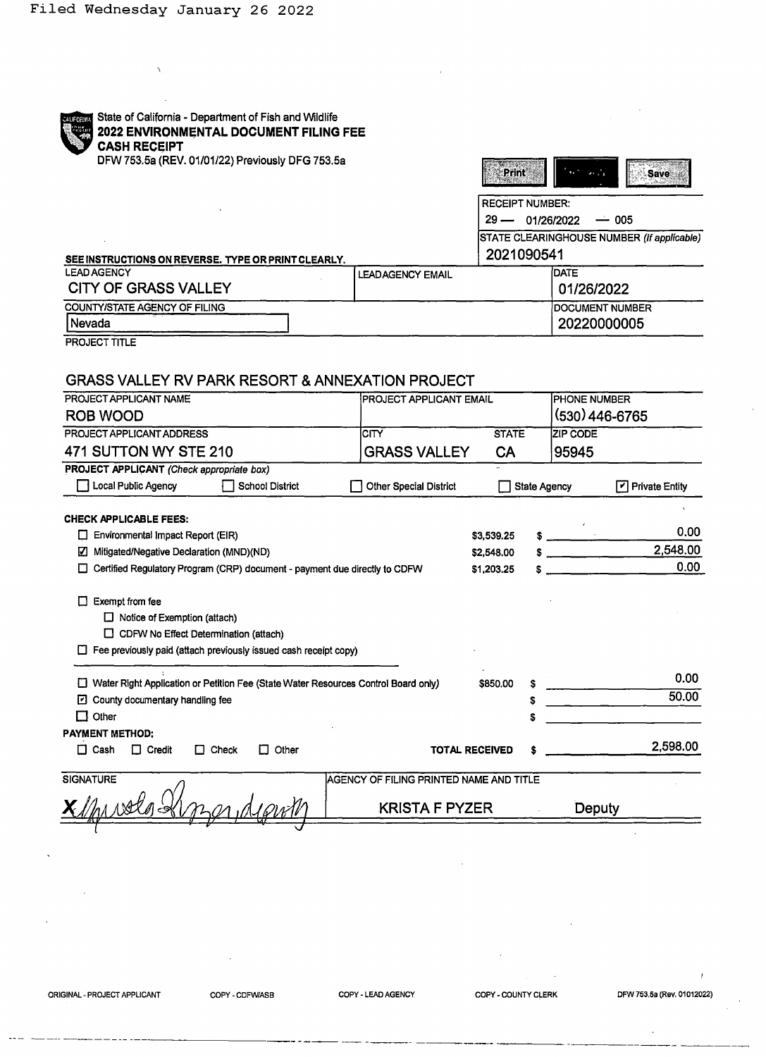Filed Wednesday January 26 2022

State of California - Department of Fish and Wildlife
**2022 ENVIRONMENTAL DOCUMENT FILING FEE**
**CASH RECEIPT**
DFW 753.5a (REV. 01/01/22) Previously DFG 753.5a

RECEIPT NUMBER:
29 — 01/26/2022 — 005

STATE CLEARINGHOUSE NUMBER *(If applicable)*
2021090541

**SEE INSTRUCTIONS ON REVERSE. TYPE OR PRINT CLEARLY.**

| LEAD AGENCY | LEAD AGENCY EMAIL | DATE |
|---|---|---|
| CITY OF GRASS VALLEY | | 01/26/2022 |

| COUNTY/STATE AGENCY OF FILING | DOCUMENT NUMBER |
|---|---|
| Nevada | 20220000005 |

PROJECT TITLE

GRASS VALLEY RV PARK RESORT & ANNEXATION PROJECT

| PROJECT APPLICANT NAME | PROJECT APPLICANT EMAIL | | PHONE NUMBER |
|---|---|---|---|
| ROB WOOD | | | (530) 446-6765 |
| **PROJECT APPLICANT ADDRESS** | **CITY** | **STATE** | **ZIP CODE** |
| 471 SUTTON WY STE 210 | GRASS VALLEY | CA | 95945 |

**PROJECT APPLICANT** *(Check appropriate box)*

☐ Local Public Agency ☐ School District ☐ Other Special District ☐ State Agency ☑ Private Entity

**CHECK APPLICABLE FEES:**

| | | |
|---|---|---|
| ☐ Environmental Impact Report (EIR) | $3,539.25 | $ 0.00 |
| ☑ Mitigated/Negative Declaration (MND)(ND) | $2,548.00 | $ 2,548.00 |
| ☐ Certified Regulatory Program (CRP) document - payment due directly to CDFW | $1,203.25 | $ 0.00 |

☐ Exempt from fee
- ☐ Notice of Exemption (attach)
- ☐ CDFW No Effect Determination (attach)

☐ Fee previously paid (attach previously issued cash receipt copy)

| | | |
|---|---|---|
| ☐ Water Right Application or Petition Fee (State Water Resources Control Board only) | $850.00 | $ 0.00 |
| ☑ County documentary handling fee | | $ 50.00 |
| ☐ Other | | $ |

**PAYMENT METHOD:**

☐ Cash ☐ Credit ☐ Check ☐ Other

**TOTAL RECEIVED** $ 2,598.00

| SIGNATURE | AGENCY OF FILING PRINTED NAME AND TITLE |
|---|---|
| X (signature) | KRISTA F PYZER Deputy |

ORIGINAL - PROJECT APPLICANT COPY - CDFW/ASB COPY - LEAD AGENCY COPY - COUNTY CLERK DFW 753.5a (Rev. 01012022)